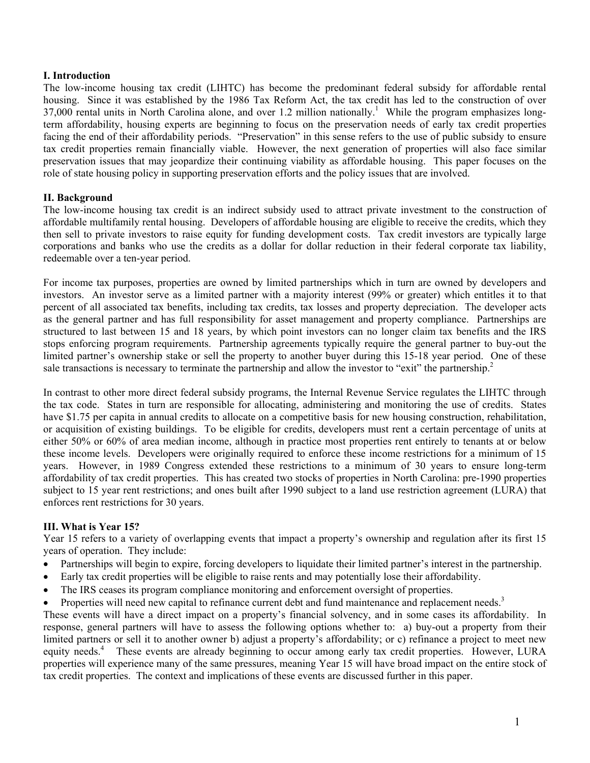## I. Introduction

The low-income housing tax credit (LIHTC) has become the predominant federal subsidy for affordable rental housing. Since it was established by the 1986 Tax Reform Act, the tax credit has led to the construction of over 37,000 rental units in North Carolina alone, and over 1.2 million nationally.[1] While the program emphasizes long-term affordability, housing experts are beginning to focus on the preservation needs of early tax credit properties facing the end of their affordability periods. "Preservation" in this sense refers to the use of public subsidy to ensure tax credit properties remain financially viable. However, the next generation of properties will also face similar preservation issues that may jeopardize their continuing viability as affordable housing. This paper focuses on the role of state housing policy in supporting preservation efforts and the policy issues that are involved.

## II. Background

The low-income housing tax credit is an indirect subsidy used to attract private investment to the construction of affordable multifamily rental housing. Developers of affordable housing are eligible to receive the credits, which they then sell to private investors to raise equity for funding development costs. Tax credit investors are typically large corporations and banks who use the credits as a dollar for dollar reduction in their federal corporate tax liability, redeemable over a ten-year period.

For income tax purposes, properties are owned by limited partnerships which in turn are owned by developers and investors. An investor serve as a limited partner with a majority interest (99% or greater) which entitles it to that percent of all associated tax benefits, including tax credits, tax losses and property depreciation. The developer acts as the general partner and has full responsibility for asset management and property compliance. Partnerships are structured to last between 15 and 18 years, by which point investors can no longer claim tax benefits and the IRS stops enforcing program requirements. Partnership agreements typically require the general partner to buy-out the limited partner's ownership stake or sell the property to another buyer during this 15-18 year period. One of these sale transactions is necessary to terminate the partnership and allow the investor to "exit" the partnership.[2]

In contrast to other more direct federal subsidy programs, the Internal Revenue Service regulates the LIHTC through the tax code. States in turn are responsible for allocating, administering and monitoring the use of credits. States have $1.75 per capita in annual credits to allocate on a competitive basis for new housing construction, rehabilitation, or acquisition of existing buildings. To be eligible for credits, developers must rent a certain percentage of units at either 50% or 60% of area median income, although in practice most properties rent entirely to tenants at or below these income levels. Developers were originally required to enforce these income restrictions for a minimum of 15 years. However, in 1989 Congress extended these restrictions to a minimum of 30 years to ensure long-term affordability of tax credit properties. This has created two stocks of properties in North Carolina: pre-1990 properties subject to 15 year rent restrictions; and ones built after 1990 subject to a land use restriction agreement (LURA) that enforces rent restrictions for 30 years.

## III. What is Year 15?

Year 15 refers to a variety of overlapping events that impact a property's ownership and regulation after its first 15 years of operation. They include:

- Partnerships will begin to expire, forcing developers to liquidate their limited partner's interest in the partnership.
- Early tax credit properties will be eligible to raise rents and may potentially lose their affordability.
- The IRS ceases its program compliance monitoring and enforcement oversight of properties.
- Properties will need new capital to refinance current debt and fund maintenance and replacement needs.[3]

These events will have a direct impact on a property's financial solvency, and in some cases its affordability. In response, general partners will have to assess the following options whether to: a) buy-out a property from their limited partners or sell it to another owner b) adjust a property's affordability; or c) refinance a project to meet new equity needs.[4] These events are already beginning to occur among early tax credit properties. However, LURA properties will experience many of the same pressures, meaning Year 15 will have broad impact on the entire stock of tax credit properties. The context and implications of these events are discussed further in this paper.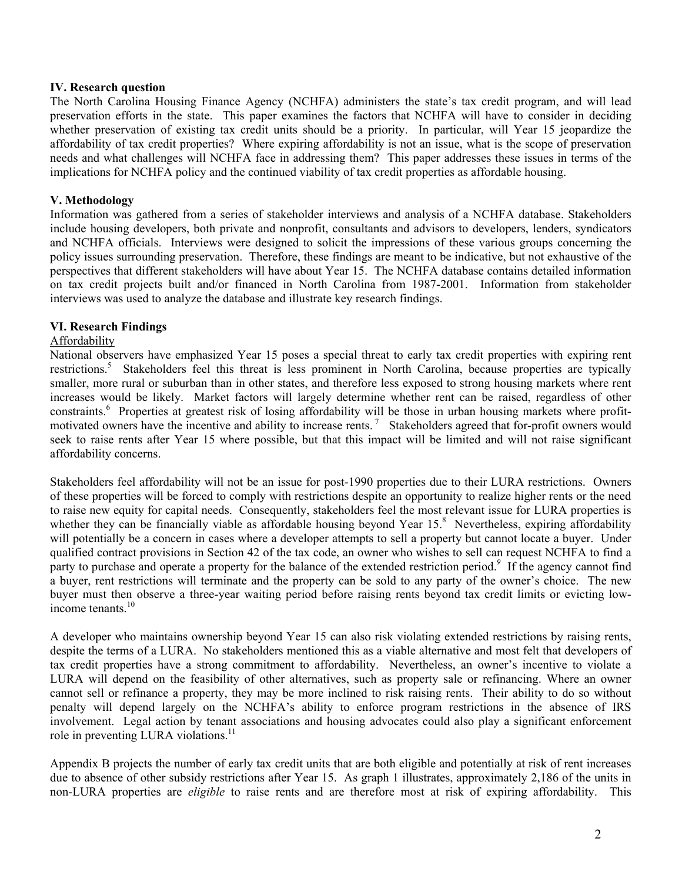## IV. Research question

The North Carolina Housing Finance Agency (NCHFA) administers the state's tax credit program, and will lead preservation efforts in the state. This paper examines the factors that NCHFA will have to consider in deciding whether preservation of existing tax credit units should be a priority. In particular, will Year 15 jeopardize the affordability of tax credit properties? Where expiring affordability is not an issue, what is the scope of preservation needs and what challenges will NCHFA face in addressing them? This paper addresses these issues in terms of the implications for NCHFA policy and the continued viability of tax credit properties as affordable housing.

## V. Methodology

Information was gathered from a series of stakeholder interviews and analysis of a NCHFA database. Stakeholders include housing developers, both private and nonprofit, consultants and advisors to developers, lenders, syndicators and NCHFA officials. Interviews were designed to solicit the impressions of these various groups concerning the policy issues surrounding preservation. Therefore, these findings are meant to be indicative, but not exhaustive of the perspectives that different stakeholders will have about Year 15. The NCHFA database contains detailed information on tax credit projects built and/or financed in North Carolina from 1987-2001. Information from stakeholder interviews was used to analyze the database and illustrate key research findings.

## VI. Research Findings

Affordability

National observers have emphasized Year 15 poses a special threat to early tax credit properties with expiring rent restrictions.[5] Stakeholders feel this threat is less prominent in North Carolina, because properties are typically smaller, more rural or suburban than in other states, and therefore less exposed to strong housing markets where rent increases would be likely. Market factors will largely determine whether rent can be raised, regardless of other constraints.[6] Properties at greatest risk of losing affordability will be those in urban housing markets where profit-motivated owners have the incentive and ability to increase rents.[7] Stakeholders agreed that for-profit owners would seek to raise rents after Year 15 where possible, but that this impact will be limited and will not raise significant affordability concerns.

Stakeholders feel affordability will not be an issue for post-1990 properties due to their LURA restrictions. Owners of these properties will be forced to comply with restrictions despite an opportunity to realize higher rents or the need to raise new equity for capital needs. Consequently, stakeholders feel the most relevant issue for LURA properties is whether they can be financially viable as affordable housing beyond Year 15.[8] Nevertheless, expiring affordability will potentially be a concern in cases where a developer attempts to sell a property but cannot locate a buyer. Under qualified contract provisions in Section 42 of the tax code, an owner who wishes to sell can request NCHFA to find a party to purchase and operate a property for the balance of the extended restriction period.[9] If the agency cannot find a buyer, rent restrictions will terminate and the property can be sold to any party of the owner's choice. The new buyer must then observe a three-year waiting period before raising rents beyond tax credit limits or evicting low-income tenants.[10]

A developer who maintains ownership beyond Year 15 can also risk violating extended restrictions by raising rents, despite the terms of a LURA. No stakeholders mentioned this as a viable alternative and most felt that developers of tax credit properties have a strong commitment to affordability. Nevertheless, an owner's incentive to violate a LURA will depend on the feasibility of other alternatives, such as property sale or refinancing. Where an owner cannot sell or refinance a property, they may be more inclined to risk raising rents. Their ability to do so without penalty will depend largely on the NCHFA's ability to enforce program restrictions in the absence of IRS involvement. Legal action by tenant associations and housing advocates could also play a significant enforcement role in preventing LURA violations.[11]

Appendix B projects the number of early tax credit units that are both eligible and potentially at risk of rent increases due to absence of other subsidy restrictions after Year 15. As graph 1 illustrates, approximately 2,186 of the units in non-LURA properties are *eligible* to raise rents and are therefore most at risk of expiring affordability. This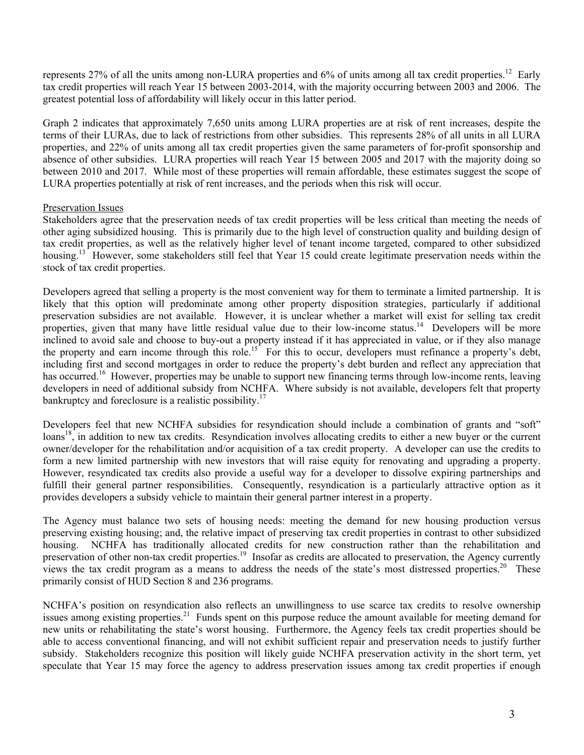represents 27% of all the units among non-LURA properties and 6% of units among all tax credit properties.[12] Early tax credit properties will reach Year 15 between 2003-2014, with the majority occurring between 2003 and 2006. The greatest potential loss of affordability will likely occur in this latter period.

Graph 2 indicates that approximately 7,650 units among LURA properties are at risk of rent increases, despite the terms of their LURAs, due to lack of restrictions from other subsidies. This represents 28% of all units in all LURA properties, and 22% of units among all tax credit properties given the same parameters of for-profit sponsorship and absence of other subsidies. LURA properties will reach Year 15 between 2005 and 2017 with the majority doing so between 2010 and 2017. While most of these properties will remain affordable, these estimates suggest the scope of LURA properties potentially at risk of rent increases, and the periods when this risk will occur.

## Preservation Issues

Stakeholders agree that the preservation needs of tax credit properties will be less critical than meeting the needs of other aging subsidized housing. This is primarily due to the high level of construction quality and building design of tax credit properties, as well as the relatively higher level of tenant income targeted, compared to other subsidized housing.[13] However, some stakeholders still feel that Year 15 could create legitimate preservation needs within the stock of tax credit properties.

Developers agreed that selling a property is the most convenient way for them to terminate a limited partnership. It is likely that this option will predominate among other property disposition strategies, particularly if additional preservation subsidies are not available. However, it is unclear whether a market will exist for selling tax credit properties, given that many have little residual value due to their low-income status.[14] Developers will be more inclined to avoid sale and choose to buy-out a property instead if it has appreciated in value, or if they also manage the property and earn income through this role.[15] For this to occur, developers must refinance a property's debt, including first and second mortgages in order to reduce the property's debt burden and reflect any appreciation that has occurred.[16] However, properties may be unable to support new financing terms through low-income rents, leaving developers in need of additional subsidy from NCHFA. Where subsidy is not available, developers felt that property bankruptcy and foreclosure is a realistic possibility.[17]

Developers feel that new NCHFA subsidies for resyndication should include a combination of grants and "soft" loans[18], in addition to new tax credits. Resyndication involves allocating credits to either a new buyer or the current owner/developer for the rehabilitation and/or acquisition of a tax credit property. A developer can use the credits to form a new limited partnership with new investors that will raise equity for renovating and upgrading a property. However, resyndicated tax credits also provide a useful way for a developer to dissolve expiring partnerships and fulfill their general partner responsibilities. Consequently, resyndication is a particularly attractive option as it provides developers a subsidy vehicle to maintain their general partner interest in a property.

The Agency must balance two sets of housing needs: meeting the demand for new housing production versus preserving existing housing; and, the relative impact of preserving tax credit properties in contrast to other subsidized housing. NCHFA has traditionally allocated credits for new construction rather than the rehabilitation and preservation of other non-tax credit properties.[19] Insofar as credits are allocated to preservation, the Agency currently views the tax credit program as a means to address the needs of the state's most distressed properties.[20] These primarily consist of HUD Section 8 and 236 programs.

NCHFA's position on resyndication also reflects an unwillingness to use scarce tax credits to resolve ownership issues among existing properties.[21] Funds spent on this purpose reduce the amount available for meeting demand for new units or rehabilitating the state's worst housing. Furthermore, the Agency feels tax credit properties should be able to access conventional financing, and will not exhibit sufficient repair and preservation needs to justify further subsidy. Stakeholders recognize this position will likely guide NCHFA preservation activity in the short term, yet speculate that Year 15 may force the agency to address preservation issues among tax credit properties if enough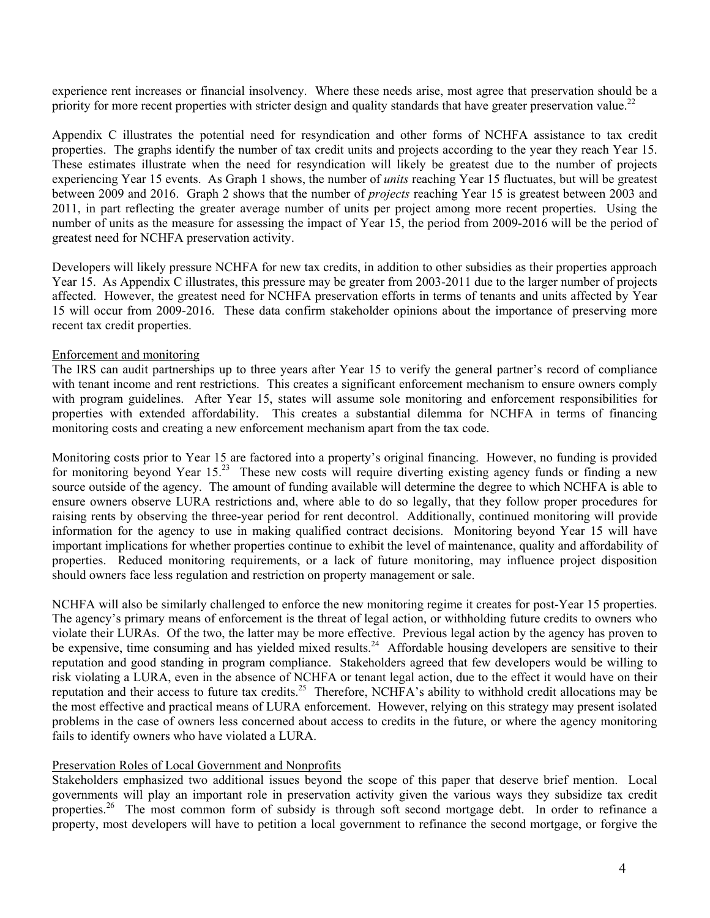experience rent increases or financial insolvency. Where these needs arise, most agree that preservation should be a priority for more recent properties with stricter design and quality standards that have greater preservation value.[22]

Appendix C illustrates the potential need for resyndication and other forms of NCHFA assistance to tax credit properties. The graphs identify the number of tax credit units and projects according to the year they reach Year 15. These estimates illustrate when the need for resyndication will likely be greatest due to the number of projects experiencing Year 15 events. As Graph 1 shows, the number of *units* reaching Year 15 fluctuates, but will be greatest between 2009 and 2016. Graph 2 shows that the number of *projects* reaching Year 15 is greatest between 2003 and 2011, in part reflecting the greater average number of units per project among more recent properties. Using the number of units as the measure for assessing the impact of Year 15, the period from 2009-2016 will be the period of greatest need for NCHFA preservation activity.

Developers will likely pressure NCHFA for new tax credits, in addition to other subsidies as their properties approach Year 15. As Appendix C illustrates, this pressure may be greater from 2003-2011 due to the larger number of projects affected. However, the greatest need for NCHFA preservation efforts in terms of tenants and units affected by Year 15 will occur from 2009-2016. These data confirm stakeholder opinions about the importance of preserving more recent tax credit properties.

Enforcement and monitoring

The IRS can audit partnerships up to three years after Year 15 to verify the general partner's record of compliance with tenant income and rent restrictions. This creates a significant enforcement mechanism to ensure owners comply with program guidelines. After Year 15, states will assume sole monitoring and enforcement responsibilities for properties with extended affordability. This creates a substantial dilemma for NCHFA in terms of financing monitoring costs and creating a new enforcement mechanism apart from the tax code.

Monitoring costs prior to Year 15 are factored into a property's original financing. However, no funding is provided for monitoring beyond Year 15.[23] These new costs will require diverting existing agency funds or finding a new source outside of the agency. The amount of funding available will determine the degree to which NCHFA is able to ensure owners observe LURA restrictions and, where able to do so legally, that they follow proper procedures for raising rents by observing the three-year period for rent decontrol. Additionally, continued monitoring will provide information for the agency to use in making qualified contract decisions. Monitoring beyond Year 15 will have important implications for whether properties continue to exhibit the level of maintenance, quality and affordability of properties. Reduced monitoring requirements, or a lack of future monitoring, may influence project disposition should owners face less regulation and restriction on property management or sale.

NCHFA will also be similarly challenged to enforce the new monitoring regime it creates for post-Year 15 properties. The agency's primary means of enforcement is the threat of legal action, or withholding future credits to owners who violate their LURAs. Of the two, the latter may be more effective. Previous legal action by the agency has proven to be expensive, time consuming and has yielded mixed results.[24] Affordable housing developers are sensitive to their reputation and good standing in program compliance. Stakeholders agreed that few developers would be willing to risk violating a LURA, even in the absence of NCHFA or tenant legal action, due to the effect it would have on their reputation and their access to future tax credits.[25] Therefore, NCHFA's ability to withhold credit allocations may be the most effective and practical means of LURA enforcement. However, relying on this strategy may present isolated problems in the case of owners less concerned about access to credits in the future, or where the agency monitoring fails to identify owners who have violated a LURA.

Preservation Roles of Local Government and Nonprofits

Stakeholders emphasized two additional issues beyond the scope of this paper that deserve brief mention. Local governments will play an important role in preservation activity given the various ways they subsidize tax credit properties.[26] The most common form of subsidy is through soft second mortgage debt. In order to refinance a property, most developers will have to petition a local government to refinance the second mortgage, or forgive the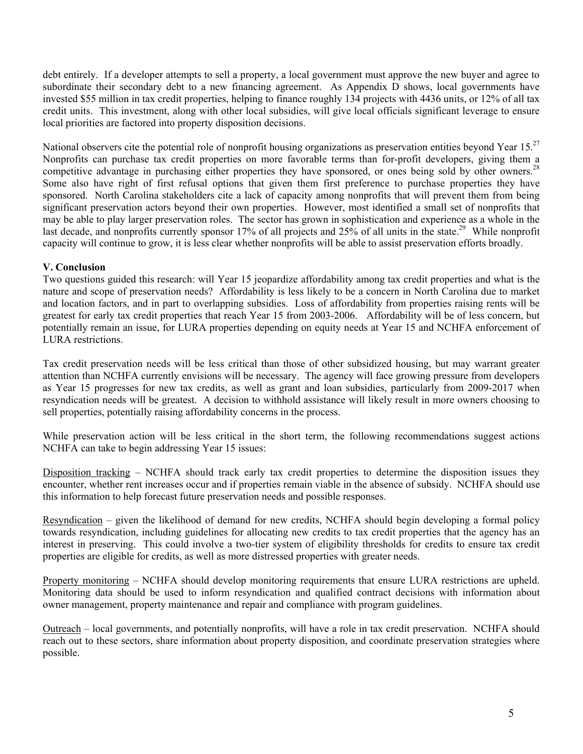debt entirely. If a developer attempts to sell a property, a local government must approve the new buyer and agree to subordinate their secondary debt to a new financing agreement. As Appendix D shows, local governments have invested $55 million in tax credit properties, helping to finance roughly 134 projects with 4436 units, or 12% of all tax credit units. This investment, along with other local subsidies, will give local officials significant leverage to ensure local priorities are factored into property disposition decisions.

National observers cite the potential role of nonprofit housing organizations as preservation entities beyond Year 15.[27] Nonprofits can purchase tax credit properties on more favorable terms than for-profit developers, giving them a competitive advantage in purchasing either properties they have sponsored, or ones being sold by other owners.[28] Some also have right of first refusal options that given them first preference to purchase properties they have sponsored. North Carolina stakeholders cite a lack of capacity among nonprofits that will prevent them from being significant preservation actors beyond their own properties. However, most identified a small set of nonprofits that may be able to play larger preservation roles. The sector has grown in sophistication and experience as a whole in the last decade, and nonprofits currently sponsor 17% of all projects and 25% of all units in the state.[29] While nonprofit capacity will continue to grow, it is less clear whether nonprofits will be able to assist preservation efforts broadly.

**V. Conclusion**

Two questions guided this research: will Year 15 jeopardize affordability among tax credit properties and what is the nature and scope of preservation needs? Affordability is less likely to be a concern in North Carolina due to market and location factors, and in part to overlapping subsidies. Loss of affordability from properties raising rents will be greatest for early tax credit properties that reach Year 15 from 2003-2006. Affordability will be of less concern, but potentially remain an issue, for LURA properties depending on equity needs at Year 15 and NCHFA enforcement of LURA restrictions.

Tax credit preservation needs will be less critical than those of other subsidized housing, but may warrant greater attention than NCHFA currently envisions will be necessary. The agency will face growing pressure from developers as Year 15 progresses for new tax credits, as well as grant and loan subsidies, particularly from 2009-2017 when resyndication needs will be greatest. A decision to withhold assistance will likely result in more owners choosing to sell properties, potentially raising affordability concerns in the process.

While preservation action will be less critical in the short term, the following recommendations suggest actions NCHFA can take to begin addressing Year 15 issues:

Disposition tracking – NCHFA should track early tax credit properties to determine the disposition issues they encounter, whether rent increases occur and if properties remain viable in the absence of subsidy. NCHFA should use this information to help forecast future preservation needs and possible responses.

Resyndication – given the likelihood of demand for new credits, NCHFA should begin developing a formal policy towards resyndication, including guidelines for allocating new credits to tax credit properties that the agency has an interest in preserving. This could involve a two-tier system of eligibility thresholds for credits to ensure tax credit properties are eligible for credits, as well as more distressed properties with greater needs.

Property monitoring – NCHFA should develop monitoring requirements that ensure LURA restrictions are upheld. Monitoring data should be used to inform resyndication and qualified contract decisions with information about owner management, property maintenance and repair and compliance with program guidelines.

Outreach – local governments, and potentially nonprofits, will have a role in tax credit preservation. NCHFA should reach out to these sectors, share information about property disposition, and coordinate preservation strategies where possible.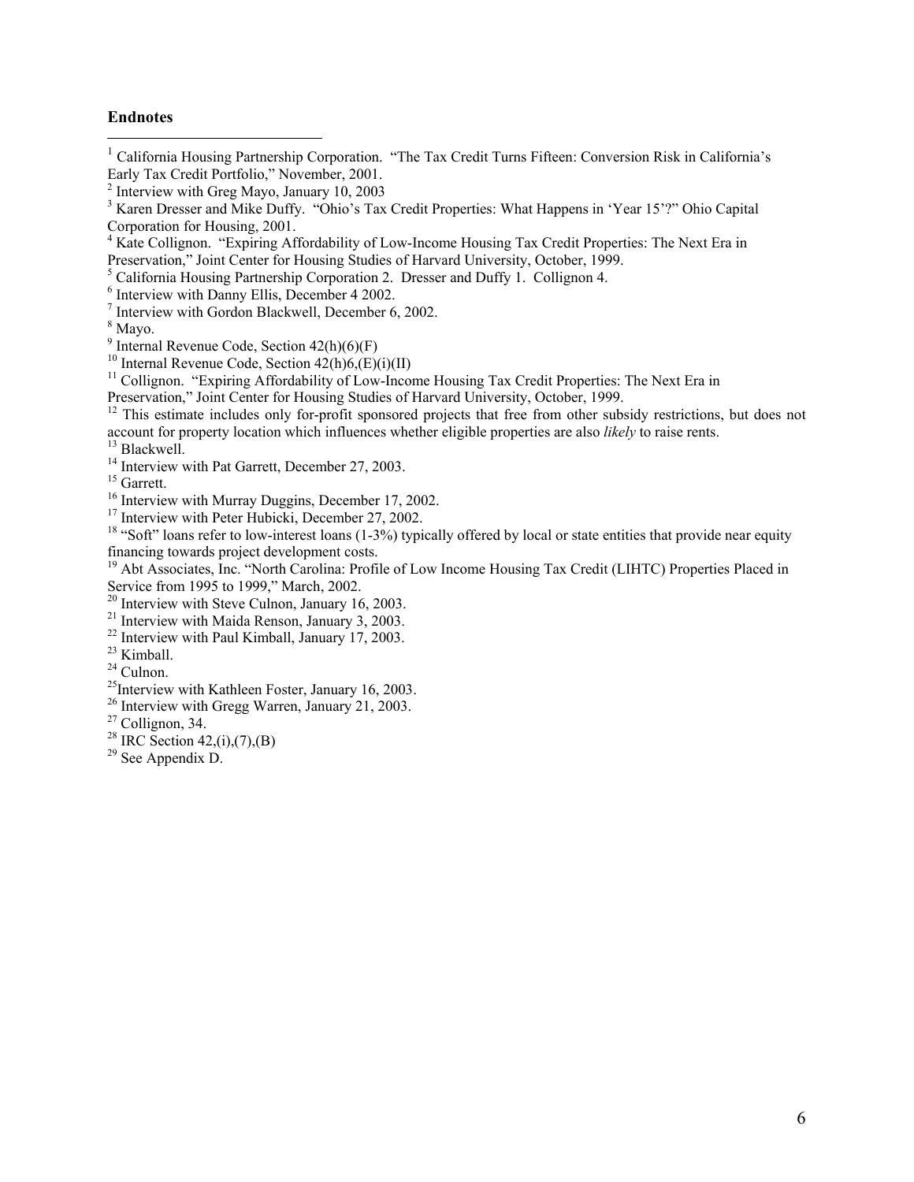**Endnotes**

[1] California Housing Partnership Corporation. "The Tax Credit Turns Fifteen: Conversion Risk in California's Early Tax Credit Portfolio," November, 2001.

[2] Interview with Greg Mayo, January 10, 2003

[3] Karen Dresser and Mike Duffy. "Ohio's Tax Credit Properties: What Happens in 'Year 15'?" Ohio Capital Corporation for Housing, 2001.

[4] Kate Collignon. "Expiring Affordability of Low-Income Housing Tax Credit Properties: The Next Era in Preservation," Joint Center for Housing Studies of Harvard University, October, 1999.

[5] California Housing Partnership Corporation 2. Dresser and Duffy 1. Collignon 4.

[6] Interview with Danny Ellis, December 4 2002.

[7] Interview with Gordon Blackwell, December 6, 2002.

[8] Mayo.

[9] Internal Revenue Code, Section 42(h)(6)(F)

[10] Internal Revenue Code, Section 42(h)6,(E)(i)(II)

[11] Collignon. "Expiring Affordability of Low-Income Housing Tax Credit Properties: The Next Era in Preservation," Joint Center for Housing Studies of Harvard University, October, 1999.

[12] This estimate includes only for-profit sponsored projects that free from other subsidy restrictions, but does not account for property location which influences whether eligible properties are also *likely* to raise rents.

[13] Blackwell.

[14] Interview with Pat Garrett, December 27, 2003.

[15] Garrett.

[16] Interview with Murray Duggins, December 17, 2002.

[17] Interview with Peter Hubicki, December 27, 2002.

[18] "Soft" loans refer to low-interest loans (1-3%) typically offered by local or state entities that provide near equity financing towards project development costs.

[19] Abt Associates, Inc. "North Carolina: Profile of Low Income Housing Tax Credit (LIHTC) Properties Placed in Service from 1995 to 1999," March, 2002.

[20] Interview with Steve Culnon, January 16, 2003.

[21] Interview with Maida Renson, January 3, 2003.

[22] Interview with Paul Kimball, January 17, 2003.

[23] Kimball.

[24] Culnon.

[25] Interview with Kathleen Foster, January 16, 2003.

[26] Interview with Gregg Warren, January 21, 2003.

[27] Collignon, 34.

[28] IRC Section 42,(i),(7),(B)

[29] See Appendix D.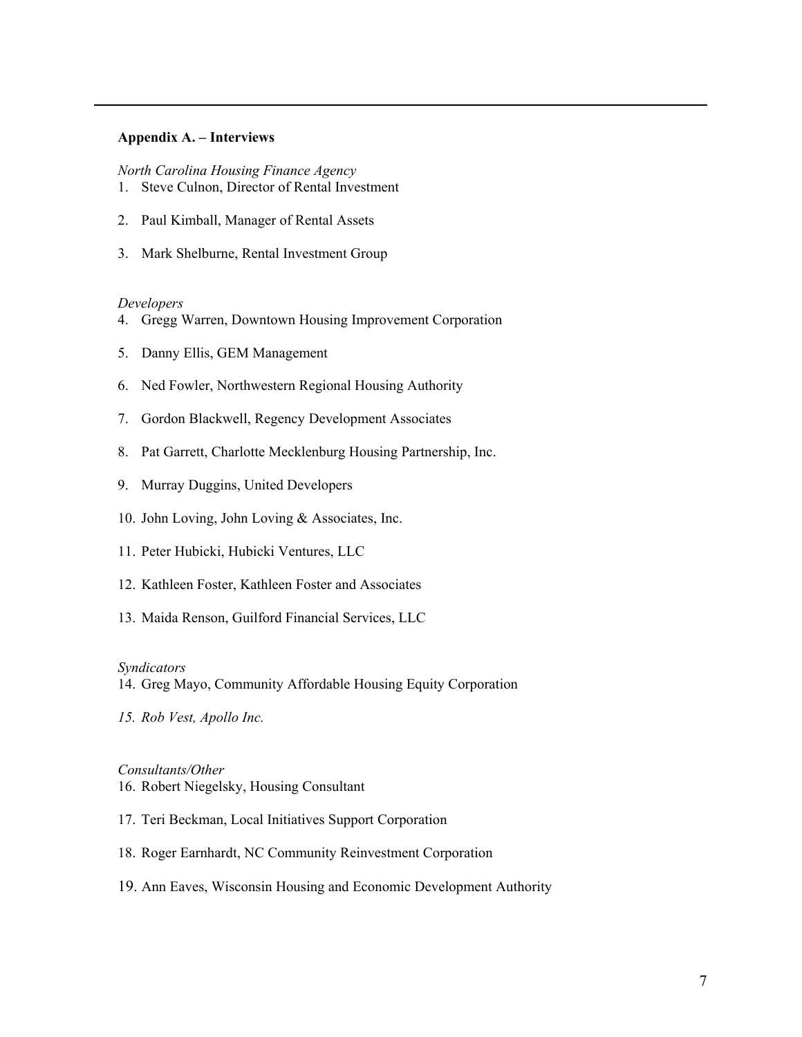**Appendix A. – Interviews**

*North Carolina Housing Finance Agency*

1. Steve Culnon, Director of Rental Investment
2. Paul Kimball, Manager of Rental Assets
3. Mark Shelburne, Rental Investment Group

*Developers*

4. Gregg Warren, Downtown Housing Improvement Corporation
5. Danny Ellis, GEM Management
6. Ned Fowler, Northwestern Regional Housing Authority
7. Gordon Blackwell, Regency Development Associates
8. Pat Garrett, Charlotte Mecklenburg Housing Partnership, Inc.
9. Murray Duggins, United Developers
10. John Loving, John Loving & Associates, Inc.
11. Peter Hubicki, Hubicki Ventures, LLC
12. Kathleen Foster, Kathleen Foster and Associates
13. Maida Renson, Guilford Financial Services, LLC

*Syndicators*

14. Greg Mayo, Community Affordable Housing Equity Corporation
15. *Rob Vest, Apollo Inc.*

*Consultants/Other*

16. Robert Niegelsky, Housing Consultant
17. Teri Beckman, Local Initiatives Support Corporation
18. Roger Earnhardt, NC Community Reinvestment Corporation
19. Ann Eaves, Wisconsin Housing and Economic Development Authority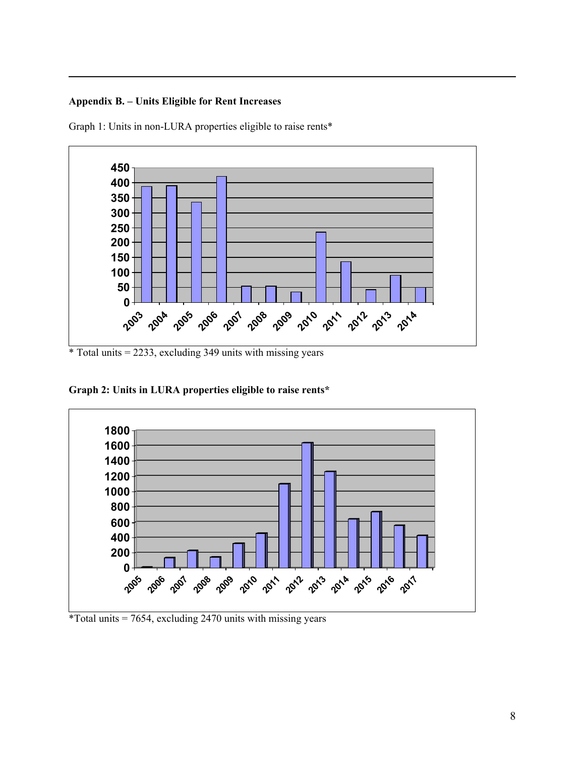**Appendix B. – Units Eligible for Rent Increases**

Graph 1: Units in non-LURA properties eligible to raise rents*

\* Total units = 2233, excluding 349 units with missing years

**Graph 2: Units in LURA properties eligible to raise rents***

*Total units = 7654, excluding 2470 units with missing years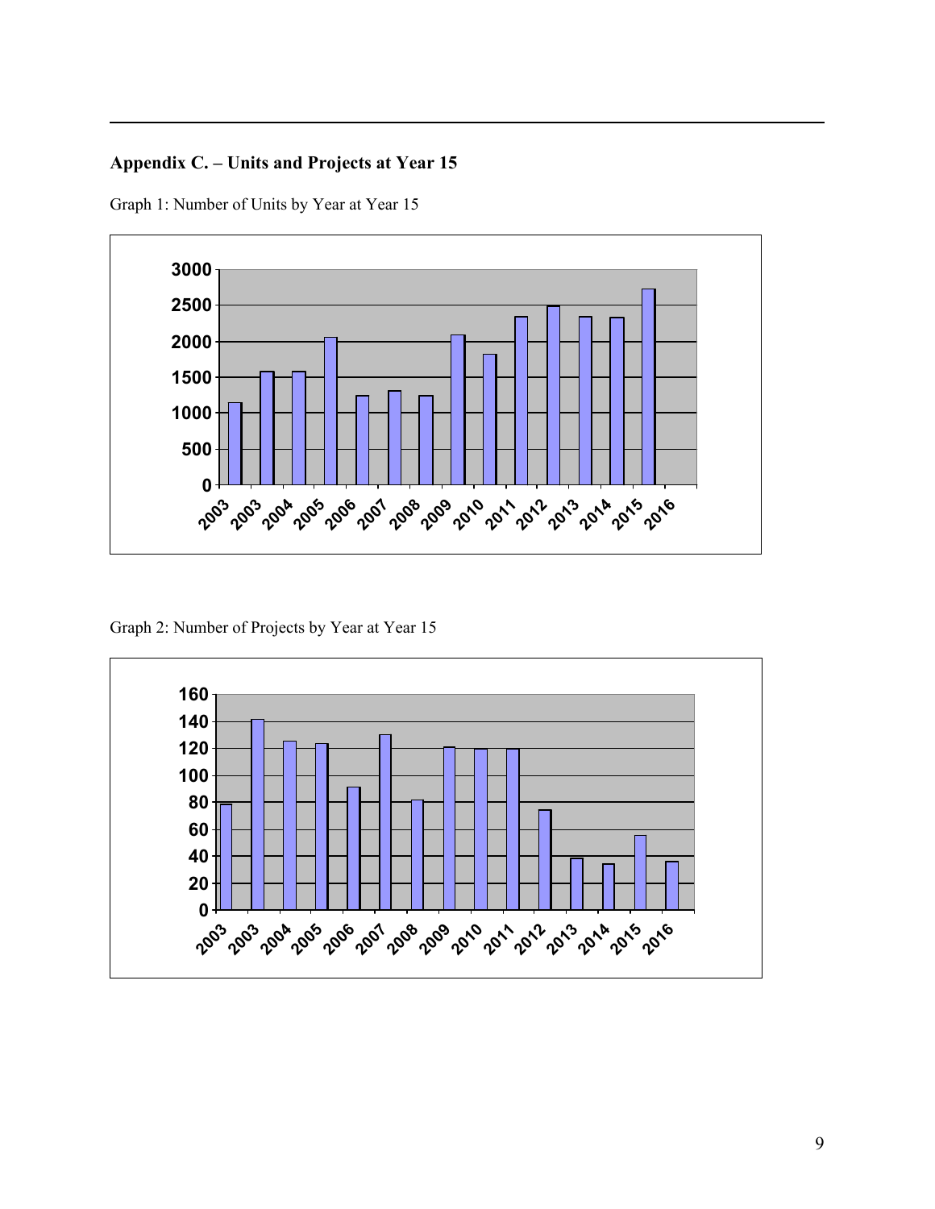## Appendix C. – Units and Projects at Year 15

Graph 1: Number of Units by Year at Year 15

Graph 2: Number of Projects by Year at Year 15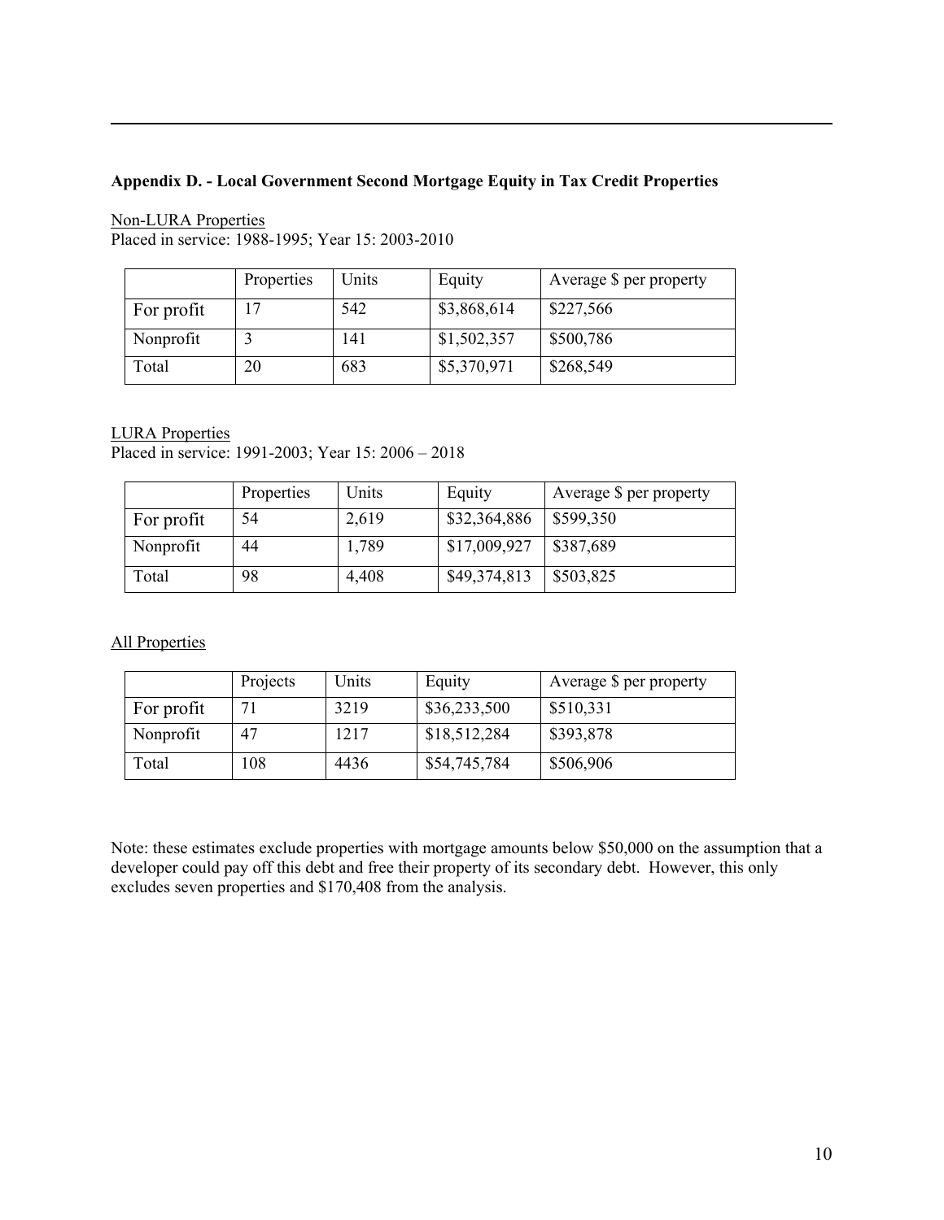## Appendix D. - Local Government Second Mortgage Equity in Tax Credit Properties

<u>Non-LURA Properties</u>
Placed in service: 1988-1995; Year 15: 2003-2010

| | Properties | Units | Equity | Average $ per property |
|---|---|---|---|---|
| For profit | 17 | 542 | $3,868,614 | $227,566 |
| Nonprofit | 3 | 141 | $1,502,357 | $500,786 |
| Total | 20 | 683 | $5,370,971 | $268,549 |

<u>LURA Properties</u>
Placed in service: 1991-2003; Year 15: 2006 – 2018

| | Properties | Units | Equity | Average $ per property |
|---|---|---|---|---|
| For profit | 54 | 2,619 | $32,364,886 | $599,350 |
| Nonprofit | 44 | 1,789 | $17,009,927 | $387,689 |
| Total | 98 | 4,408 | $49,374,813 | $503,825 |

<u>All Properties</u>

| | Projects | Units | Equity | Average $ per property |
|---|---|---|---|---|
| For profit | 71 | 3219 | $36,233,500 | $510,331 |
| Nonprofit | 47 | 1217 | $18,512,284 | $393,878 |
| Total | 108 | 4436 | $54,745,784 | $506,906 |

Note: these estimates exclude properties with mortgage amounts below $50,000 on the assumption that a developer could pay off this debt and free their property of its secondary debt. However, this only excludes seven properties and $170,408 from the analysis.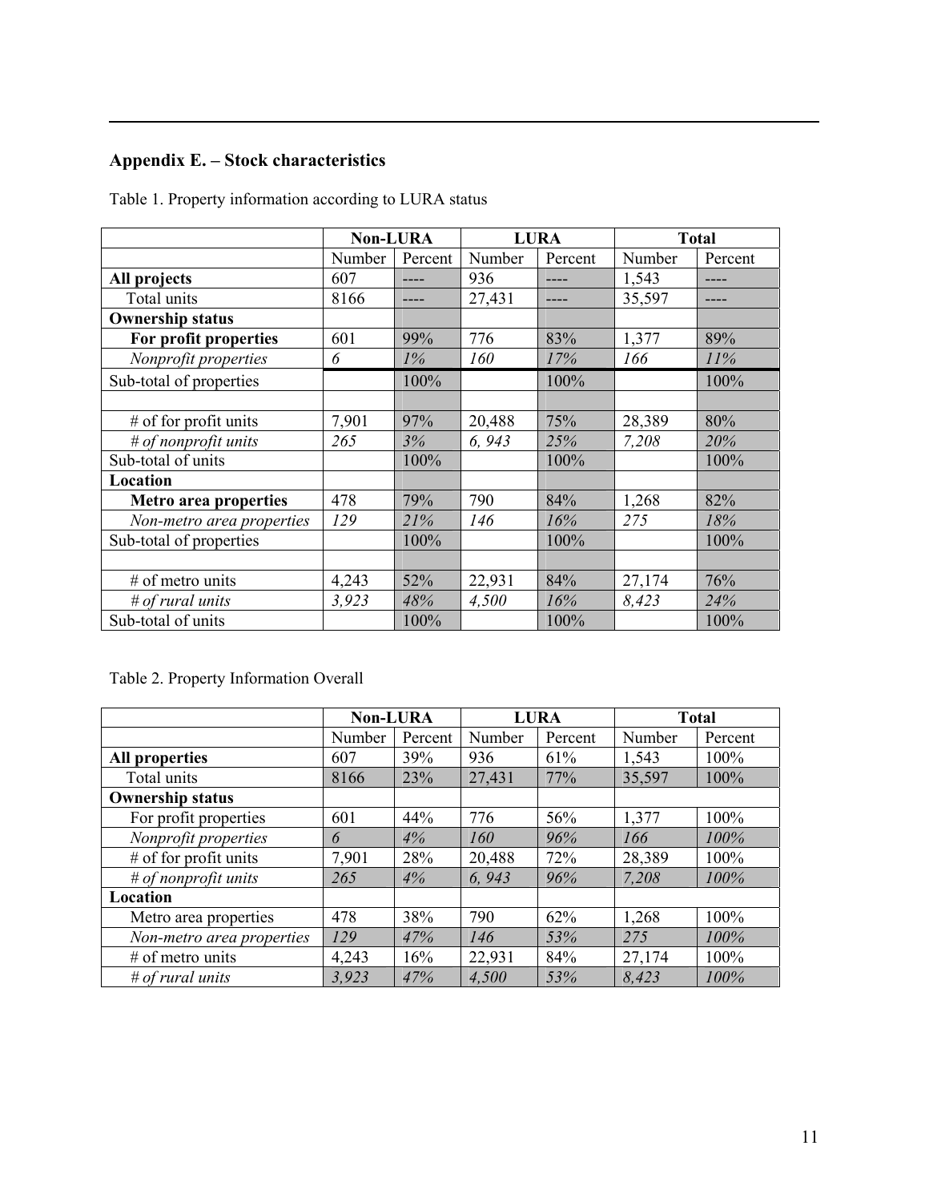## Appendix E. – Stock characteristics

Table 1. Property information according to LURA status

| | Non-LURA | | LURA | | Total | |
|---|---|---|---|---|---|---|
| | Number | Percent | Number | Percent | Number | Percent |
| **All projects** | 607 | ---- | 936 | ---- | 1,543 | ---- |
| Total units | 8166 | ---- | 27,431 | ---- | 35,597 | ---- |
| **Ownership status** | | | | | | |
| **For profit properties** | 601 | 99% | 776 | 83% | 1,377 | 89% |
| *Nonprofit properties* | *6* | *1%* | *160* | *17%* | *166* | *11%* |
| Sub-total of properties | | 100% | | 100% | | 100% |
| | | | | | | |
| # of for profit units | 7,901 | 97% | 20,488 | 75% | 28,389 | 80% |
| *# of nonprofit units* | *265* | *3%* | *6, 943* | *25%* | *7,208* | *20%* |
| Sub-total of units | | 100% | | 100% | | 100% |
| **Location** | | | | | | |
| **Metro area properties** | 478 | 79% | 790 | 84% | 1,268 | 82% |
| *Non-metro area properties* | *129* | *21%* | *146* | *16%* | *275* | *18%* |
| Sub-total of properties | | 100% | | 100% | | 100% |
| | | | | | | |
| # of metro units | 4,243 | 52% | 22,931 | 84% | 27,174 | 76% |
| *# of rural units* | *3,923* | *48%* | *4,500* | *16%* | *8,423* | *24%* |
| Sub-total of units | | 100% | | 100% | | 100% |

Table 2. Property Information Overall

| | Non-LURA | | LURA | | Total | |
|---|---|---|---|---|---|---|
| | Number | Percent | Number | Percent | Number | Percent |
| **All properties** | 607 | 39% | 936 | 61% | 1,543 | 100% |
| Total units | 8166 | 23% | 27,431 | 77% | 35,597 | 100% |
| **Ownership status** | | | | | | |
| For profit properties | 601 | 44% | 776 | 56% | 1,377 | 100% |
| *Nonprofit properties* | *6* | *4%* | *160* | *96%* | *166* | *100%* |
| # of for profit units | 7,901 | 28% | 20,488 | 72% | 28,389 | 100% |
| *# of nonprofit units* | *265* | *4%* | *6, 943* | *96%* | *7,208* | *100%* |
| **Location** | | | | | | |
| Metro area properties | 478 | 38% | 790 | 62% | 1,268 | 100% |
| *Non-metro area properties* | *129* | *47%* | *146* | *53%* | *275* | *100%* |
| # of metro units | 4,243 | 16% | 22,931 | 84% | 27,174 | 100% |
| *# of rural units* | *3,923* | *47%* | *4,500* | *53%* | *8,423* | *100%* |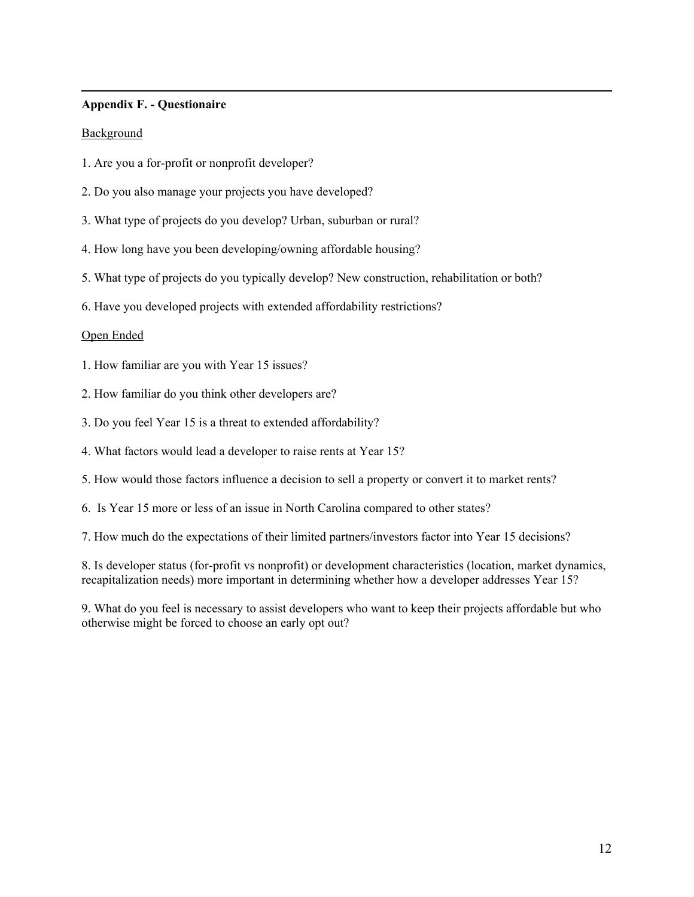## Appendix F. - Questionaire

Background

1. Are you a for-profit or nonprofit developer?

2. Do you also manage your projects you have developed?

3. What type of projects do you develop? Urban, suburban or rural?

4. How long have you been developing/owning affordable housing?

5. What type of projects do you typically develop? New construction, rehabilitation or both?

6. Have you developed projects with extended affordability restrictions?

Open Ended

1. How familiar are you with Year 15 issues?

2. How familiar do you think other developers are?

3. Do you feel Year 15 is a threat to extended affordability?

4. What factors would lead a developer to raise rents at Year 15?

5. How would those factors influence a decision to sell a property or convert it to market rents?

6. Is Year 15 more or less of an issue in North Carolina compared to other states?

7. How much do the expectations of their limited partners/investors factor into Year 15 decisions?

8. Is developer status (for-profit vs nonprofit) or development characteristics (location, market dynamics, recapitalization needs) more important in determining whether how a developer addresses Year 15?

9. What do you feel is necessary to assist developers who want to keep their projects affordable but who otherwise might be forced to choose an early opt out?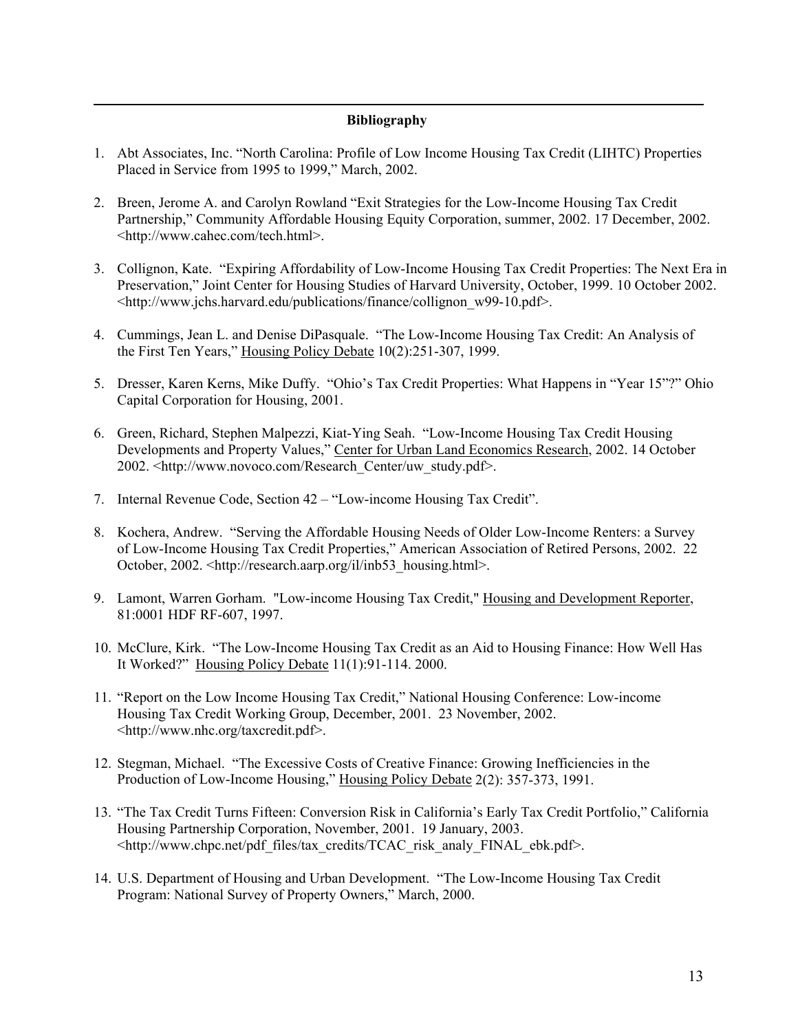## Bibliography

1. Abt Associates, Inc. "North Carolina: Profile of Low Income Housing Tax Credit (LIHTC) Properties Placed in Service from 1995 to 1999," March, 2002.

2. Breen, Jerome A. and Carolyn Rowland "Exit Strategies for the Low-Income Housing Tax Credit Partnership," Community Affordable Housing Equity Corporation, summer, 2002. 17 December, 2002. <http://www.cahec.com/tech.html>.

3. Collignon, Kate. "Expiring Affordability of Low-Income Housing Tax Credit Properties: The Next Era in Preservation," Joint Center for Housing Studies of Harvard University, October, 1999. 10 October 2002. <http://www.jchs.harvard.edu/publications/finance/collignon_w99-10.pdf>.

4. Cummings, Jean L. and Denise DiPasquale. "The Low-Income Housing Tax Credit: An Analysis of the First Ten Years," Housing Policy Debate 10(2):251-307, 1999.

5. Dresser, Karen Kerns, Mike Duffy. "Ohio's Tax Credit Properties: What Happens in "Year 15"?" Ohio Capital Corporation for Housing, 2001.

6. Green, Richard, Stephen Malpezzi, Kiat-Ying Seah. "Low-Income Housing Tax Credit Housing Developments and Property Values," Center for Urban Land Economics Research, 2002. 14 October 2002. <http://www.novoco.com/Research_Center/uw_study.pdf>.

7. Internal Revenue Code, Section 42 – "Low-income Housing Tax Credit".

8. Kochera, Andrew. "Serving the Affordable Housing Needs of Older Low-Income Renters: a Survey of Low-Income Housing Tax Credit Properties," American Association of Retired Persons, 2002. 22 October, 2002. <http://research.aarp.org/il/inb53_housing.html>.

9. Lamont, Warren Gorham. "Low-income Housing Tax Credit," Housing and Development Reporter, 81:0001 HDF RF-607, 1997.

10. McClure, Kirk. "The Low-Income Housing Tax Credit as an Aid to Housing Finance: How Well Has It Worked?" Housing Policy Debate 11(1):91-114. 2000.

11. "Report on the Low Income Housing Tax Credit," National Housing Conference: Low-income Housing Tax Credit Working Group, December, 2001. 23 November, 2002. <http://www.nhc.org/taxcredit.pdf>.

12. Stegman, Michael. "The Excessive Costs of Creative Finance: Growing Inefficiencies in the Production of Low-Income Housing," Housing Policy Debate 2(2): 357-373, 1991.

13. "The Tax Credit Turns Fifteen: Conversion Risk in California's Early Tax Credit Portfolio," California Housing Partnership Corporation, November, 2001. 19 January, 2003. <http://www.chpc.net/pdf_files/tax_credits/TCAC_risk_analy_FINAL_ebk.pdf>.

14. U.S. Department of Housing and Urban Development. "The Low-Income Housing Tax Credit Program: National Survey of Property Owners," March, 2000.